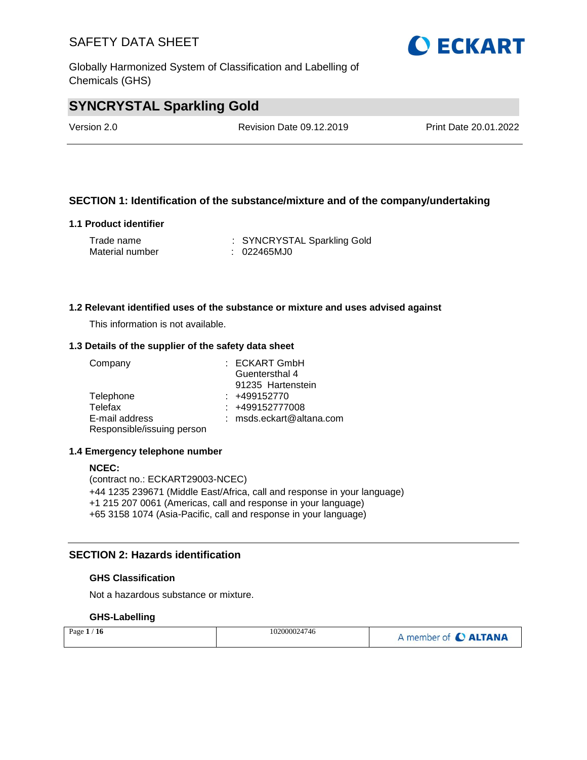# SYNCRYSTAL Sparkling Gold

Version 2.0 | Revision Date 09.12.2019 | Print Date 20.01.2022

## SECTION 1: Identification of the substance/mixture and of the company/undertaking

### 1.1 Product identifier

| | |
|---|---|
| Trade name | : SYNCRYSTAL Sparkling Gold |
| Material number | : 022465MJ0 |

### 1.2 Relevant identified uses of the substance or mixture and uses advised against

This information is not available.

### 1.3 Details of the supplier of the safety data sheet

| | |
|---|---|
| Company | : ECKART GmbH<br>Guentersthal 4<br>91235 Hartenstein |
| Telephone | : +499152770 |
| Telefax | : +499152777008 |
| E-mail address | : msds.eckart@altana.com |
| Responsible/issuing person | |

### 1.4 Emergency telephone number

**NCEC:**
(contract no.: ECKART29003-NCEC)
+44 1235 239671 (Middle East/Africa, call and response in your language)
+1 215 207 0061 (Americas, call and response in your language)
+65 3158 1074 (Asia-Pacific, call and response in your language)

## SECTION 2: Hazards identification

**GHS Classification**

Not a hazardous substance or mixture.

**GHS-Labelling**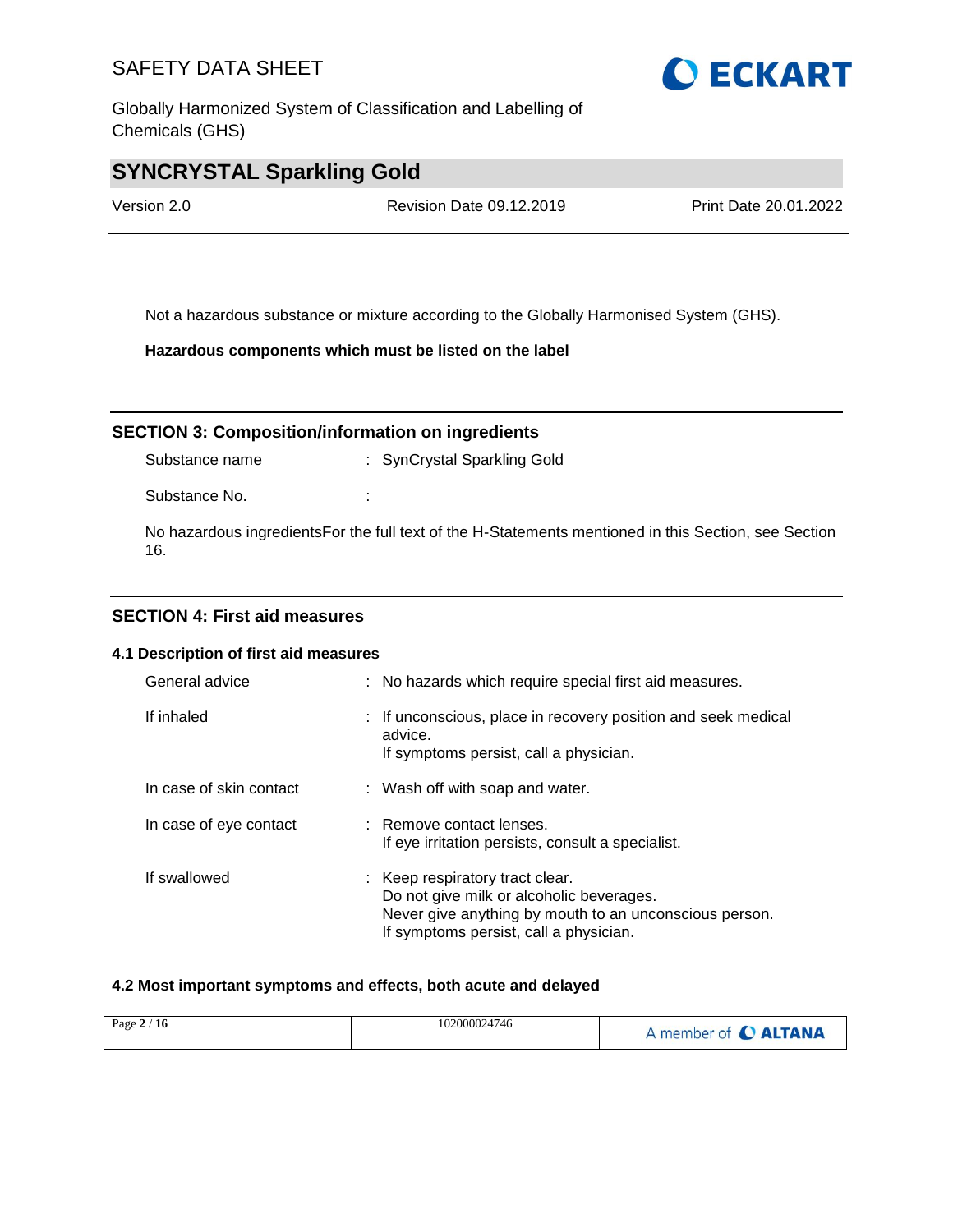Not a hazardous substance or mixture according to the Globally Harmonised System (GHS).

**Hazardous components which must be listed on the label**

## SECTION 3: Composition/information on ingredients

| | |
|---|---|
| Substance name | : SynCrystal Sparkling Gold |
| Substance No. | : |

No hazardous ingredientsFor the full text of the H-Statements mentioned in this Section, see Section 16.

## SECTION 4: First aid measures

### 4.1 Description of first aid measures

| | |
|---|---|
| General advice | : No hazards which require special first aid measures. |
| If inhaled | : If unconscious, place in recovery position and seek medical advice.<br>If symptoms persist, call a physician. |
| In case of skin contact | : Wash off with soap and water. |
| In case of eye contact | : Remove contact lenses.<br>If eye irritation persists, consult a specialist. |
| If swallowed | : Keep respiratory tract clear.<br>Do not give milk or alcoholic beverages.<br>Never give anything by mouth to an unconscious person.<br>If symptoms persist, call a physician. |

### 4.2 Most important symptoms and effects, both acute and delayed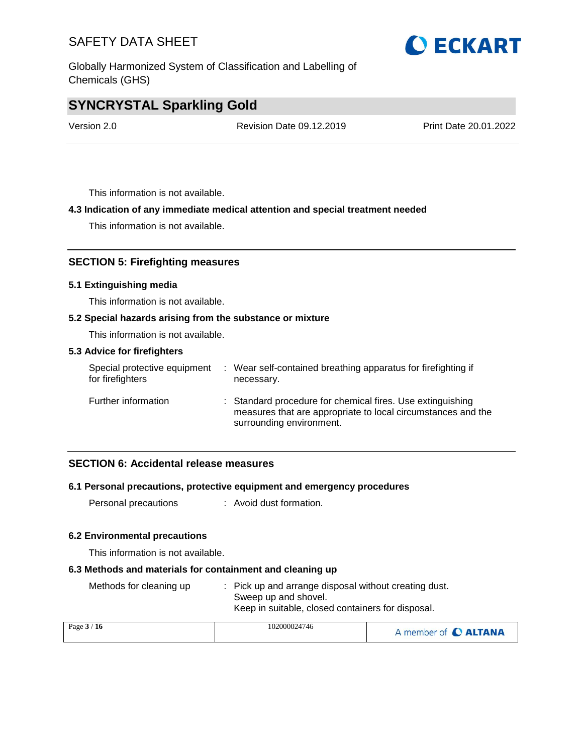This information is not available.

### 4.3 Indication of any immediate medical attention and special treatment needed

This information is not available.

## SECTION 5: Firefighting measures

### 5.1 Extinguishing media

This information is not available.

### 5.2 Special hazards arising from the substance or mixture

This information is not available.

### 5.3 Advice for firefighters

| | |
|---|---|
| Special protective equipment for firefighters | : Wear self-contained breathing apparatus for firefighting if necessary. |
| Further information | : Standard procedure for chemical fires. Use extinguishing measures that are appropriate to local circumstances and the surrounding environment. |

## SECTION 6: Accidental release measures

### 6.1 Personal precautions, protective equipment and emergency procedures

| | |
|---|---|
| Personal precautions | : Avoid dust formation. |

### 6.2 Environmental precautions

This information is not available.

### 6.3 Methods and materials for containment and cleaning up

| | |
|---|---|
| Methods for cleaning up | : Pick up and arrange disposal without creating dust.<br>Sweep up and shovel.<br>Keep in suitable, closed containers for disposal. |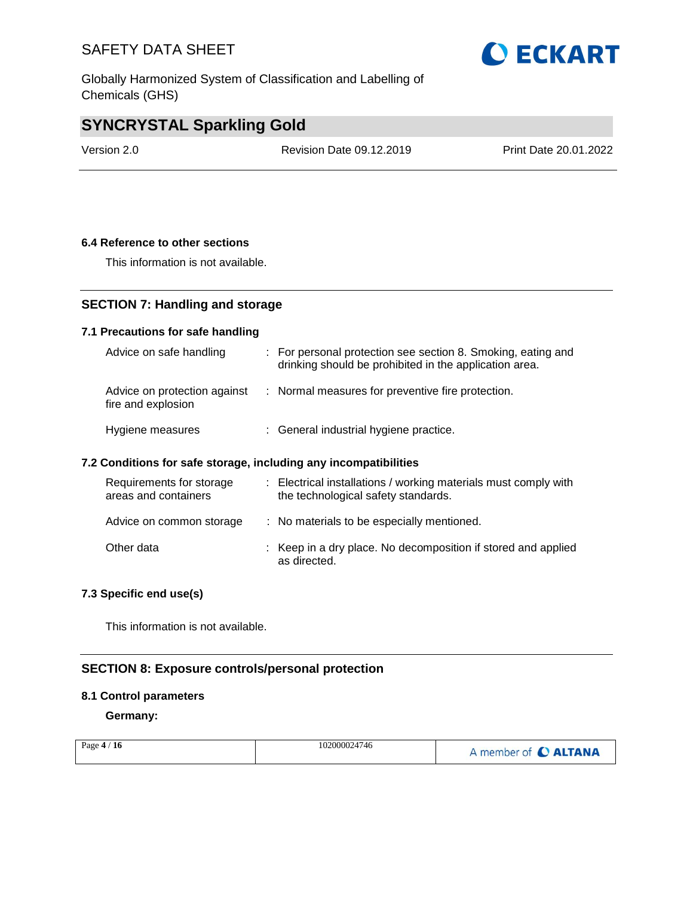### 6.4 Reference to other sections

This information is not available.

## SECTION 7: Handling and storage

### 7.1 Precautions for safe handling

| | | |
|---|---|---|
| Advice on safe handling | : | For personal protection see section 8. Smoking, eating and drinking should be prohibited in the application area. |
| Advice on protection against fire and explosion | : | Normal measures for preventive fire protection. |
| Hygiene measures | : | General industrial hygiene practice. |

### 7.2 Conditions for safe storage, including any incompatibilities

| | | |
|---|---|---|
| Requirements for storage areas and containers | : | Electrical installations / working materials must comply with the technological safety standards. |
| Advice on common storage | : | No materials to be especially mentioned. |
| Other data | : | Keep in a dry place. No decomposition if stored and applied as directed. |

### 7.3 Specific end use(s)

This information is not available.

## SECTION 8: Exposure controls/personal protection

### 8.1 Control parameters

**Germany:**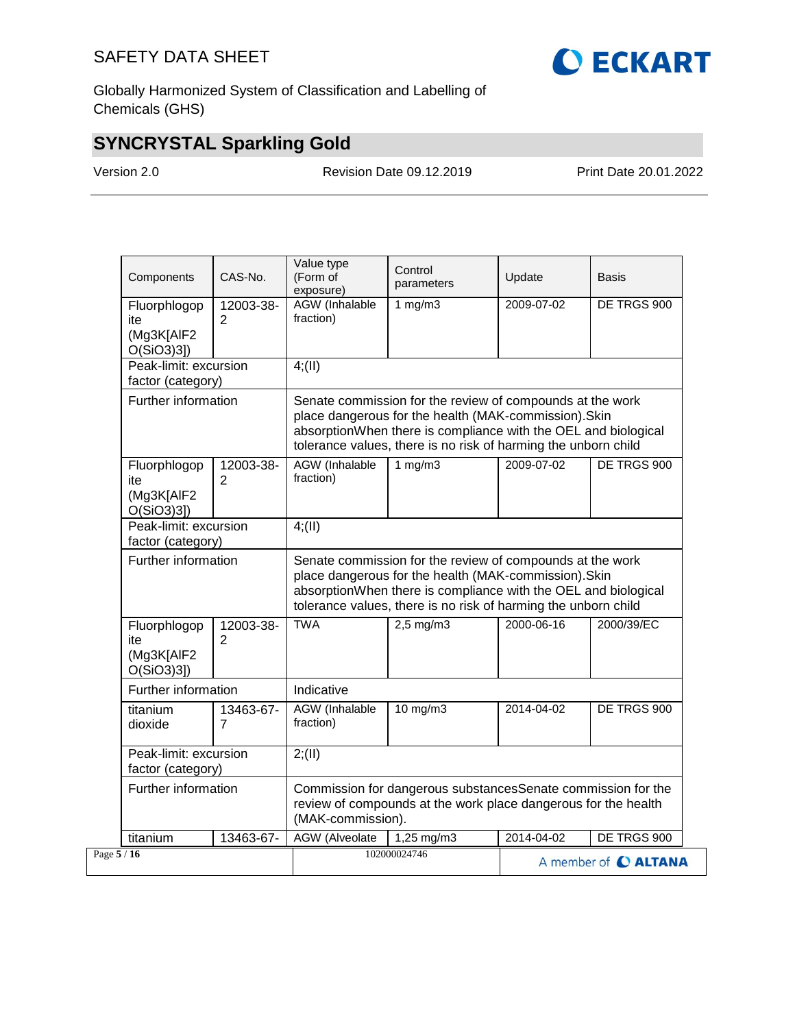| Components | CAS-No. | Value type (Form of exposure) | Control parameters | Update | Basis |
|---|---|---|---|---|---|
| Fluorphlogopite (Mg3K[AlF2 O(SiO3)3]) | 12003-38-2 | AGW (Inhalable fraction) | 1 mg/m3 | 2009-07-02 | DE TRGS 900 |
| Peak-limit: excursion factor (category) | | 4;(II) | | | |
| Further information | | Senate commission for the review of compounds at the work place dangerous for the health (MAK-commission).Skin absorptionWhen there is compliance with the OEL and biological tolerance values, there is no risk of harming the unborn child | | | |
| Fluorphlogopite (Mg3K[AlF2 O(SiO3)3]) | 12003-38-2 | AGW (Inhalable fraction) | 1 mg/m3 | 2009-07-02 | DE TRGS 900 |
| Peak-limit: excursion factor (category) | | 4;(II) | | | |
| Further information | | Senate commission for the review of compounds at the work place dangerous for the health (MAK-commission).Skin absorptionWhen there is compliance with the OEL and biological tolerance values, there is no risk of harming the unborn child | | | |
| Fluorphlogopite (Mg3K[AlF2 O(SiO3)3]) | 12003-38-2 | TWA | 2,5 mg/m3 | 2000-06-16 | 2000/39/EC |
| Further information | | Indicative | | | |
| titanium dioxide | 13463-67-7 | AGW (Inhalable fraction) | 10 mg/m3 | 2014-04-02 | DE TRGS 900 |
| Peak-limit: excursion factor (category) | | 2;(II) | | | |
| Further information | | Commission for dangerous substancesSenate commission for the review of compounds at the work place dangerous for the health (MAK-commission). | | | |
| titanium | 13463-67- | AGW (Alveolate | 1,25 mg/m3 | 2014-04-02 | DE TRGS 900 |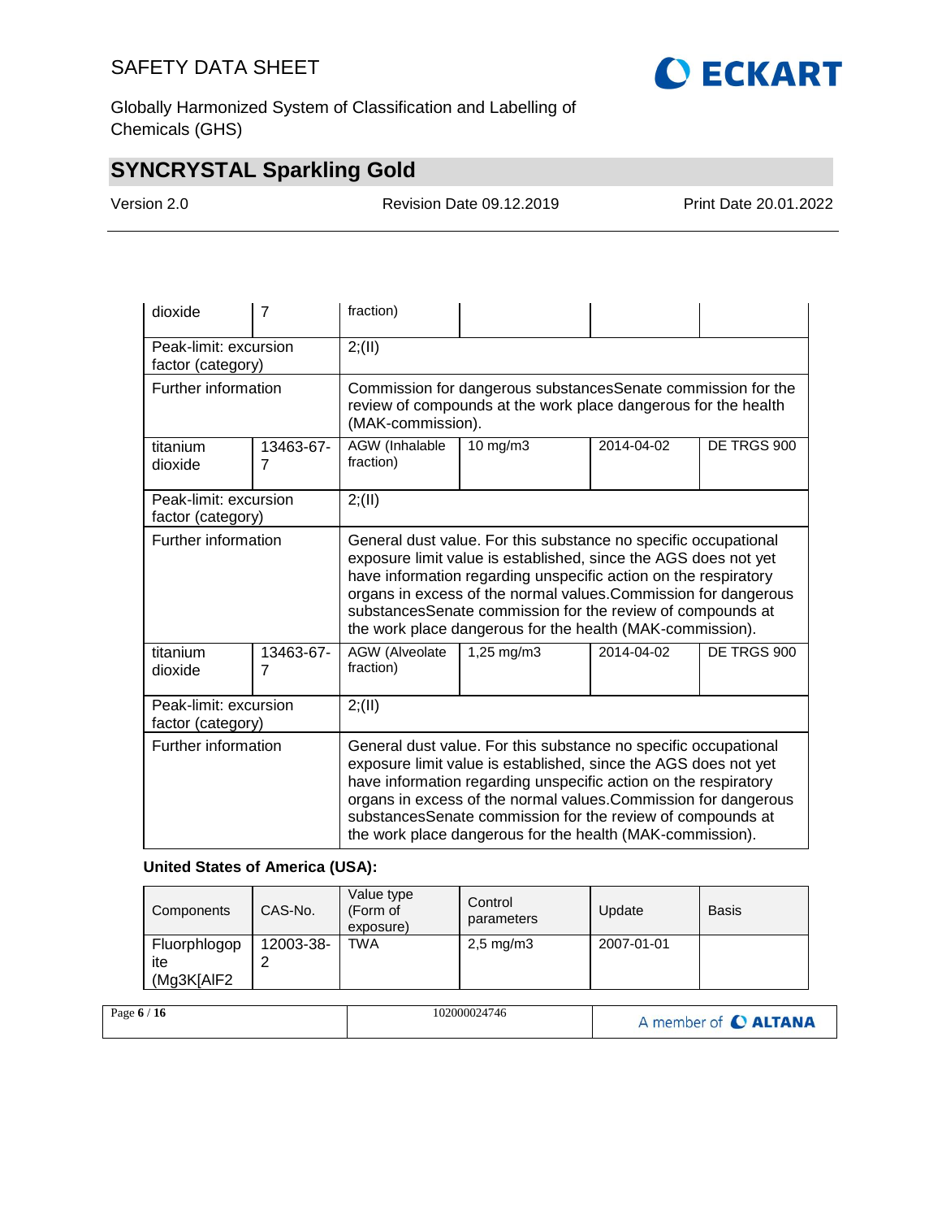| | | | | | |
|---|---|---|---|---|---|
| dioxide | 7 | fraction) | | | |
| Peak-limit: excursion factor (category) | | 2;(II) | | | |
| Further information | | Commission for dangerous substancesSenate commission for the review of compounds at the work place dangerous for the health (MAK-commission). | | | |
| titanium dioxide | 13463-67-7 | AGW (Inhalable fraction) | 10 mg/m3 | 2014-04-02 | DE TRGS 900 |
| Peak-limit: excursion factor (category) | | 2;(II) | | | |
| Further information | | General dust value. For this substance no specific occupational exposure limit value is established, since the AGS does not yet have information regarding unspecific action on the respiratory organs in excess of the normal values.Commission for dangerous substancesSenate commission for the review of compounds at the work place dangerous for the health (MAK-commission). | | | |
| titanium dioxide | 13463-67-7 | AGW (Alveolate fraction) | 1,25 mg/m3 | 2014-04-02 | DE TRGS 900 |
| Peak-limit: excursion factor (category) | | 2;(II) | | | |
| Further information | | General dust value. For this substance no specific occupational exposure limit value is established, since the AGS does not yet have information regarding unspecific action on the respiratory organs in excess of the normal values.Commission for dangerous substancesSenate commission for the review of compounds at the work place dangerous for the health (MAK-commission). | | | |

**United States of America (USA):**

| Components | CAS-No. | Value type (Form of exposure) | Control parameters | Update | Basis |
|---|---|---|---|---|---|
| Fluorphlogopite (Mg3K[AlF2 | 12003-38-2 | TWA | 2,5 mg/m3 | 2007-01-01 | |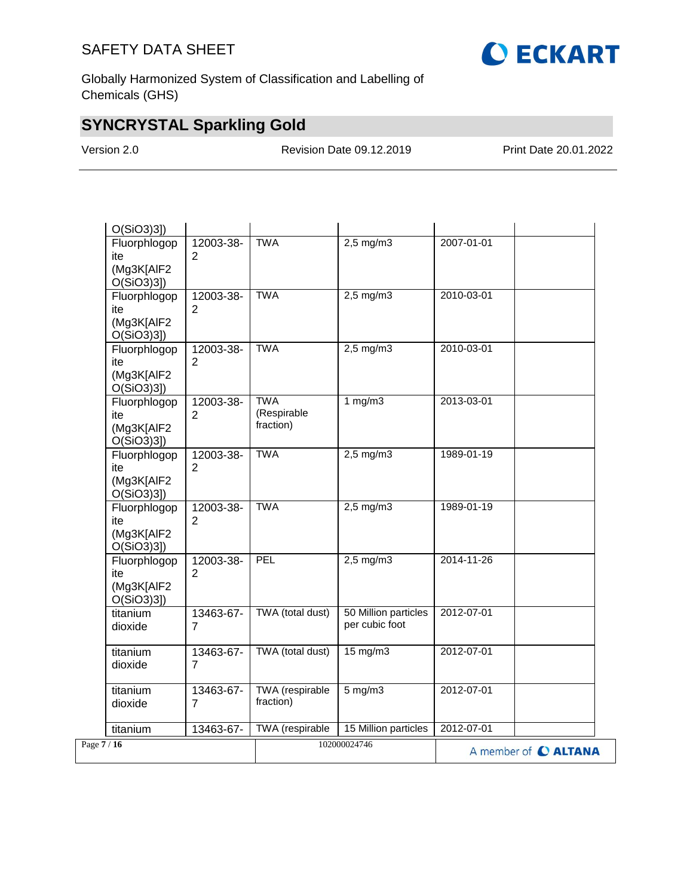| | | | | | |
|---|---|---|---|---|---|
| O(SiO3)3]) | | | | | |
| Fluorphlogopite (Mg3K[AlF2 O(SiO3)3]) | 12003-38-2 | TWA | 2,5 mg/m3 | 2007-01-01 | |
| Fluorphlogopite (Mg3K[AlF2 O(SiO3)3]) | 12003-38-2 | TWA | 2,5 mg/m3 | 2010-03-01 | |
| Fluorphlogopite (Mg3K[AlF2 O(SiO3)3]) | 12003-38-2 | TWA | 2,5 mg/m3 | 2010-03-01 | |
| Fluorphlogopite (Mg3K[AlF2 O(SiO3)3]) | 12003-38-2 | TWA (Respirable fraction) | 1 mg/m3 | 2013-03-01 | |
| Fluorphlogopite (Mg3K[AlF2 O(SiO3)3]) | 12003-38-2 | TWA | 2,5 mg/m3 | 1989-01-19 | |
| Fluorphlogopite (Mg3K[AlF2 O(SiO3)3]) | 12003-38-2 | TWA | 2,5 mg/m3 | 1989-01-19 | |
| Fluorphlogopite (Mg3K[AlF2 O(SiO3)3]) | 12003-38-2 | PEL | 2,5 mg/m3 | 2014-11-26 | |
| titanium dioxide | 13463-67-7 | TWA (total dust) | 50 Million particles per cubic foot | 2012-07-01 | |
| titanium dioxide | 13463-67-7 | TWA (total dust) | 15 mg/m3 | 2012-07-01 | |
| titanium dioxide | 13463-67-7 | TWA (respirable fraction) | 5 mg/m3 | 2012-07-01 | |
| titanium | 13463-67- | TWA (respirable | 15 Million particles | 2012-07-01 | |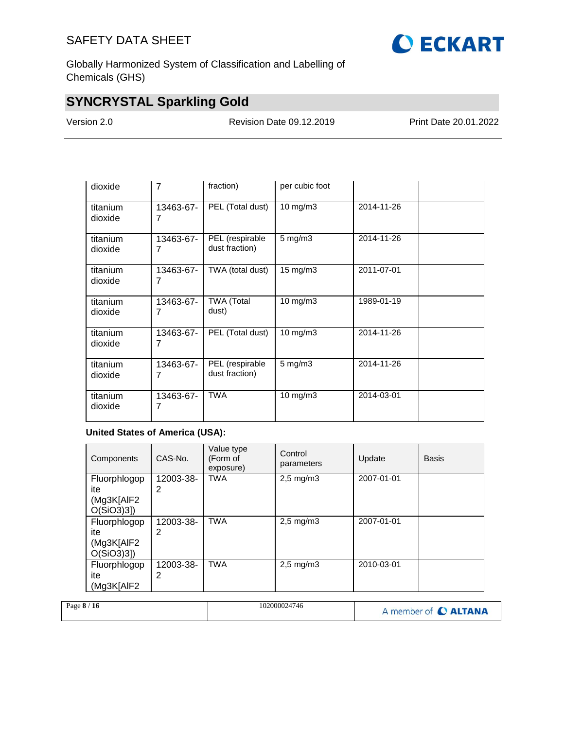| | | | | | |
|---|---|---|---|---|---|
| dioxide | 7 | fraction) | per cubic foot | | |
| titanium dioxide | 13463-67-7 | PEL (Total dust) | 10 mg/m3 | 2014-11-26 | |
| titanium dioxide | 13463-67-7 | PEL (respirable dust fraction) | 5 mg/m3 | 2014-11-26 | |
| titanium dioxide | 13463-67-7 | TWA (total dust) | 15 mg/m3 | 2011-07-01 | |
| titanium dioxide | 13463-67-7 | TWA (Total dust) | 10 mg/m3 | 1989-01-19 | |
| titanium dioxide | 13463-67-7 | PEL (Total dust) | 10 mg/m3 | 2014-11-26 | |
| titanium dioxide | 13463-67-7 | PEL (respirable dust fraction) | 5 mg/m3 | 2014-11-26 | |
| titanium dioxide | 13463-67-7 | TWA | 10 mg/m3 | 2014-03-01 | |

**United States of America (USA):**

| Components | CAS-No. | Value type (Form of exposure) | Control parameters | Update | Basis |
|---|---|---|---|---|---|
| Fluorphlogopite (Mg3K[AlF2 O(SiO3)3]) | 12003-38-2 | TWA | 2,5 mg/m3 | 2007-01-01 | |
| Fluorphlogopite (Mg3K[AlF2 O(SiO3)3]) | 12003-38-2 | TWA | 2,5 mg/m3 | 2007-01-01 | |
| Fluorphlogopite (Mg3K[AlF2 | 12003-38-2 | TWA | 2,5 mg/m3 | 2010-03-01 | |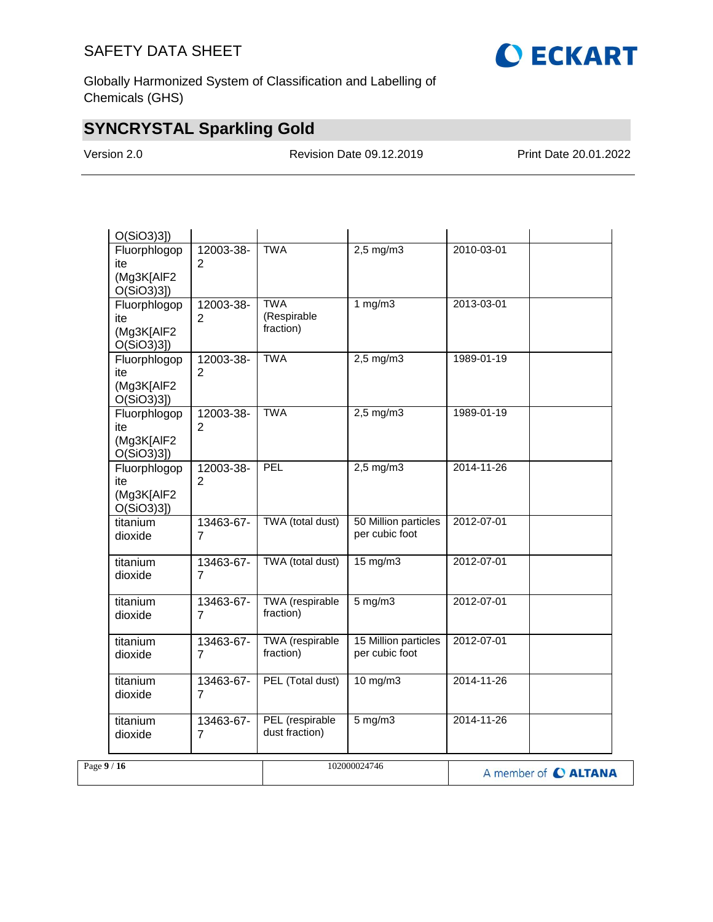| | | | | | |
|---|---|---|---|---|---|
| O(SiO3)3]) | | | | | |
| Fluorphlogopite (Mg3K[AlF2 O(SiO3)3]) | 12003-38-2 | TWA | 2,5 mg/m3 | 2010-03-01 | |
| Fluorphlogopite (Mg3K[AlF2 O(SiO3)3]) | 12003-38-2 | TWA (Respirable fraction) | 1 mg/m3 | 2013-03-01 | |
| Fluorphlogopite (Mg3K[AlF2 O(SiO3)3]) | 12003-38-2 | TWA | 2,5 mg/m3 | 1989-01-19 | |
| Fluorphlogopite (Mg3K[AlF2 O(SiO3)3]) | 12003-38-2 | TWA | 2,5 mg/m3 | 1989-01-19 | |
| Fluorphlogopite (Mg3K[AlF2 O(SiO3)3]) | 12003-38-2 | PEL | 2,5 mg/m3 | 2014-11-26 | |
| titanium dioxide | 13463-67-7 | TWA (total dust) | 50 Million particles per cubic foot | 2012-07-01 | |
| titanium dioxide | 13463-67-7 | TWA (total dust) | 15 mg/m3 | 2012-07-01 | |
| titanium dioxide | 13463-67-7 | TWA (respirable fraction) | 5 mg/m3 | 2012-07-01 | |
| titanium dioxide | 13463-67-7 | TWA (respirable fraction) | 15 Million particles per cubic foot | 2012-07-01 | |
| titanium dioxide | 13463-67-7 | PEL (Total dust) | 10 mg/m3 | 2014-11-26 | |
| titanium dioxide | 13463-67-7 | PEL (respirable dust fraction) | 5 mg/m3 | 2014-11-26 | |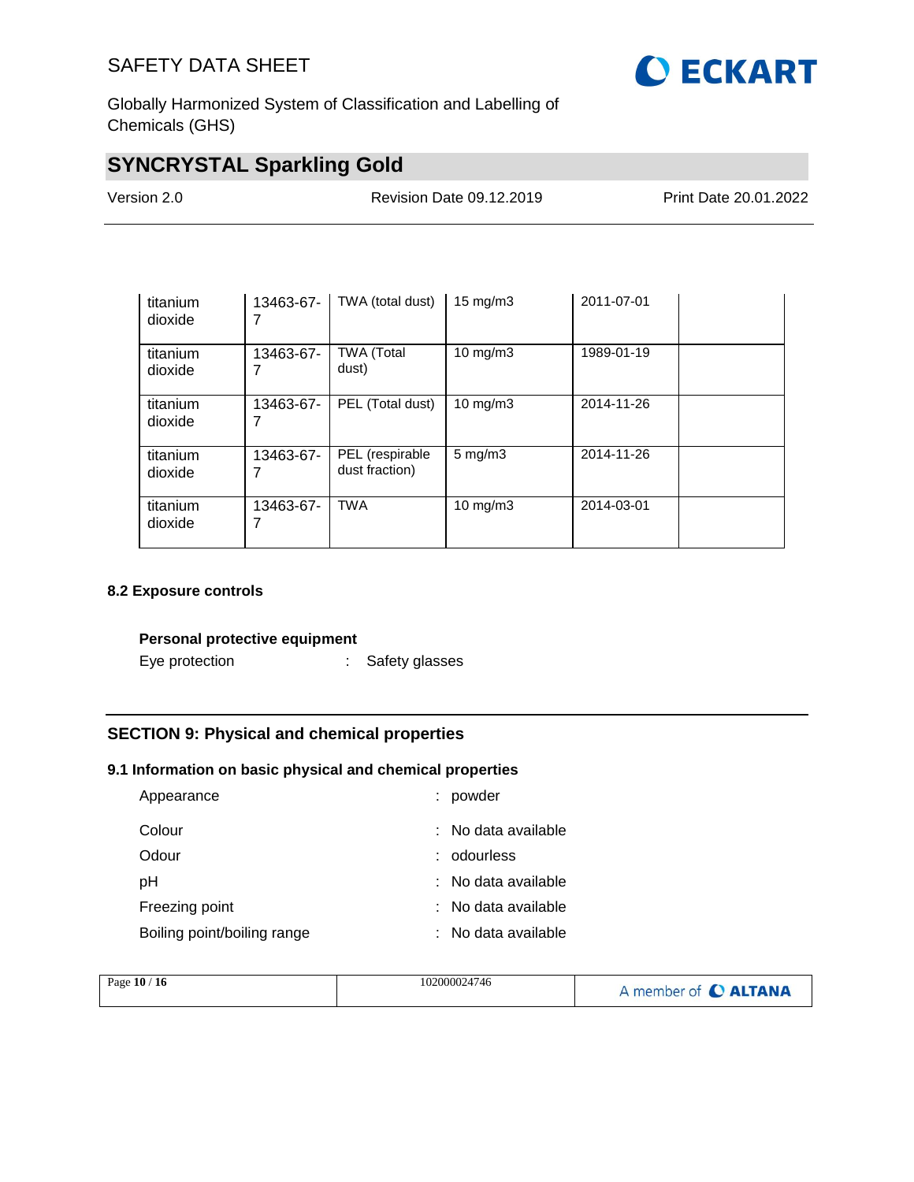| | | | | | |
|---|---|---|---|---|---|
| titanium dioxide | 13463-67-7 | TWA (total dust) | 15 mg/m3 | 2011-07-01 | |
| titanium dioxide | 13463-67-7 | TWA (Total dust) | 10 mg/m3 | 1989-01-19 | |
| titanium dioxide | 13463-67-7 | PEL (Total dust) | 10 mg/m3 | 2014-11-26 | |
| titanium dioxide | 13463-67-7 | PEL (respirable dust fraction) | 5 mg/m3 | 2014-11-26 | |
| titanium dioxide | 13463-67-7 | TWA | 10 mg/m3 | 2014-03-01 | |

### 8.2 Exposure controls

**Personal protective equipment**

Eye protection : Safety glasses

## SECTION 9: Physical and chemical properties

### 9.1 Information on basic physical and chemical properties

| | |
|---|---|
| Appearance | : powder |
| Colour | : No data available |
| Odour | : odourless |
| pH | : No data available |
| Freezing point | : No data available |
| Boiling point/boiling range | : No data available |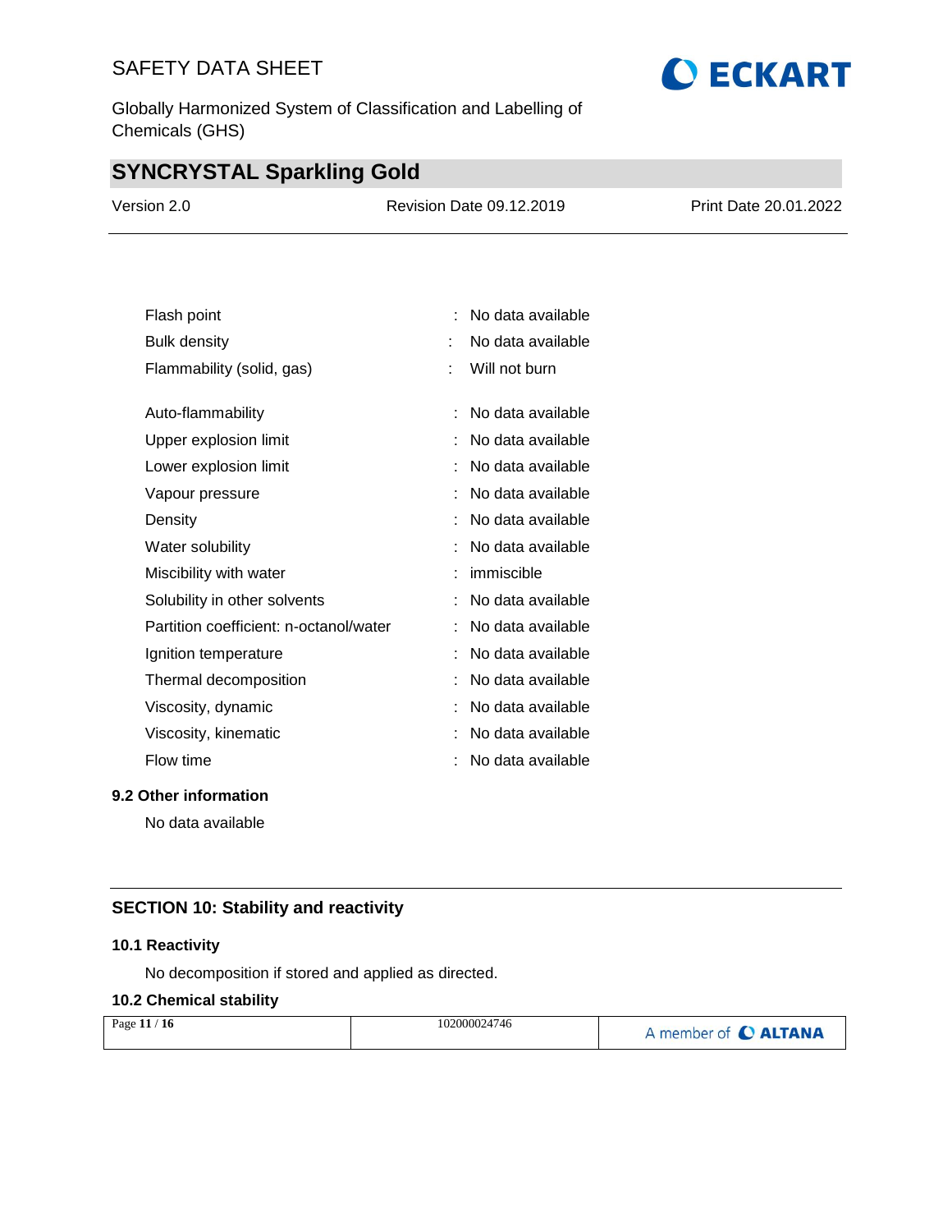| | |
|---|---|
| Flash point | : No data available |
| Bulk density | : No data available |
| Flammability (solid, gas) | : Will not burn |
| Auto-flammability | : No data available |
| Upper explosion limit | : No data available |
| Lower explosion limit | : No data available |
| Vapour pressure | : No data available |
| Density | : No data available |
| Water solubility | : No data available |
| Miscibility with water | : immiscible |
| Solubility in other solvents | : No data available |
| Partition coefficient: n-octanol/water | : No data available |
| Ignition temperature | : No data available |
| Thermal decomposition | : No data available |
| Viscosity, dynamic | : No data available |
| Viscosity, kinematic | : No data available |
| Flow time | : No data available |

### 9.2 Other information

No data available

## SECTION 10: Stability and reactivity

### 10.1 Reactivity

No decomposition if stored and applied as directed.

### 10.2 Chemical stability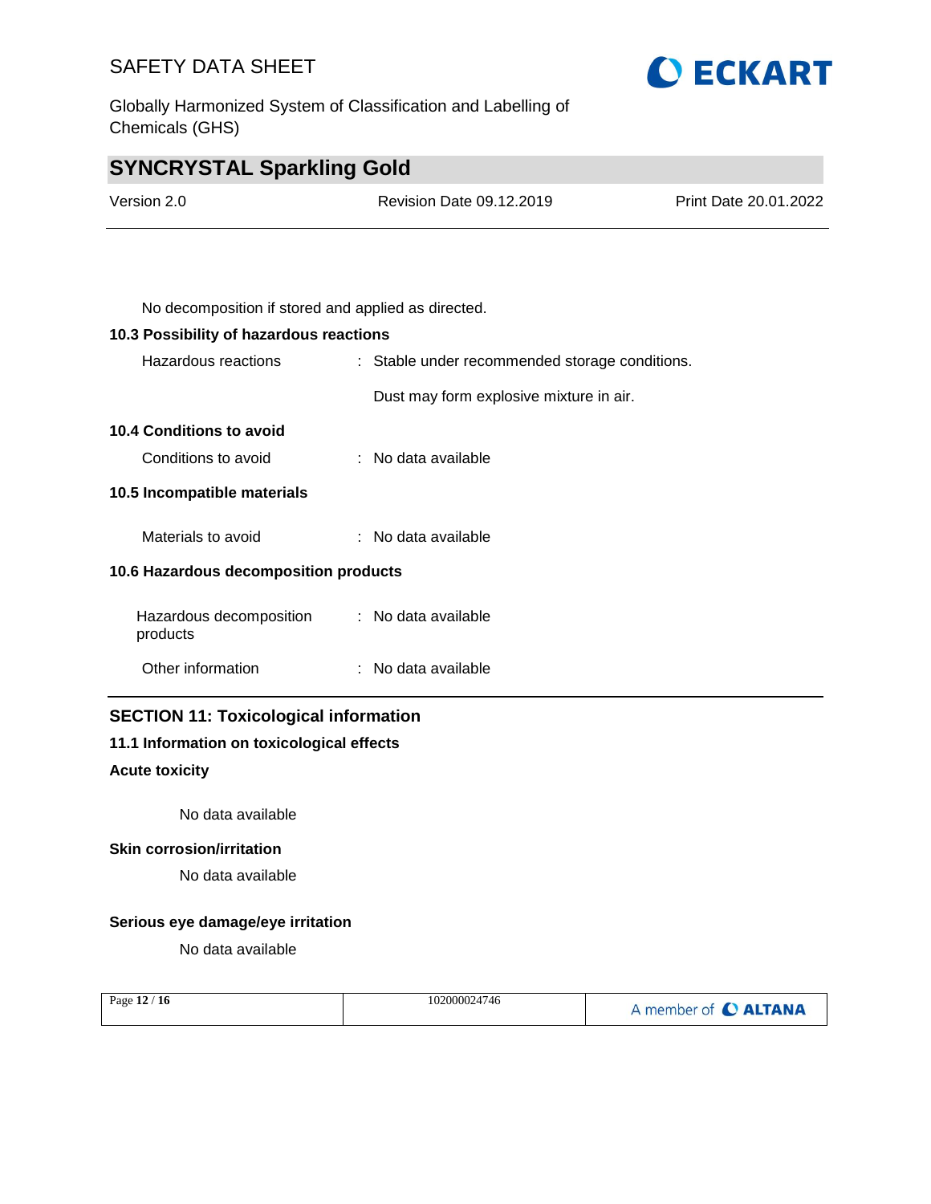No decomposition if stored and applied as directed.

**10.3 Possibility of hazardous reactions**

| | |
|---|---|
| Hazardous reactions | : Stable under recommended storage conditions.<br><br>Dust may form explosive mixture in air. |

**10.4 Conditions to avoid**

| | |
|---|---|
| Conditions to avoid | : No data available |

**10.5 Incompatible materials**

| | |
|---|---|
| Materials to avoid | : No data available |

**10.6 Hazardous decomposition products**

| | |
|---|---|
| Hazardous decomposition products | : No data available |
| Other information | : No data available |

## SECTION 11: Toxicological information

**11.1 Information on toxicological effects**

**Acute toxicity**

No data available

**Skin corrosion/irritation**

No data available

**Serious eye damage/eye irritation**

No data available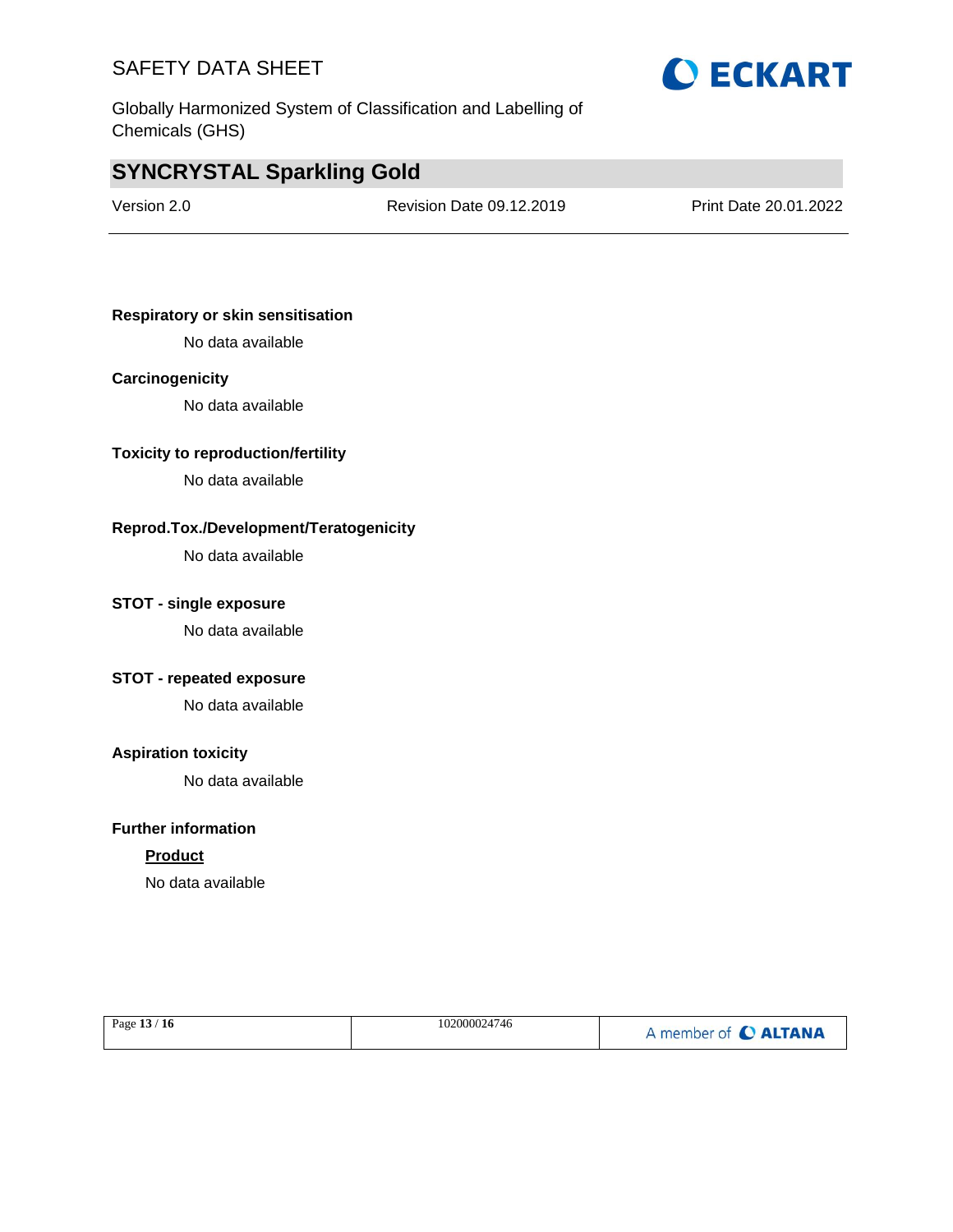**Respiratory or skin sensitisation**

No data available

**Carcinogenicity**

No data available

**Toxicity to reproduction/fertility**

No data available

**Reprod.Tox./Development/Teratogenicity**

No data available

**STOT - single exposure**

No data available

**STOT - repeated exposure**

No data available

**Aspiration toxicity**

No data available

**Further information**

**Product**

No data available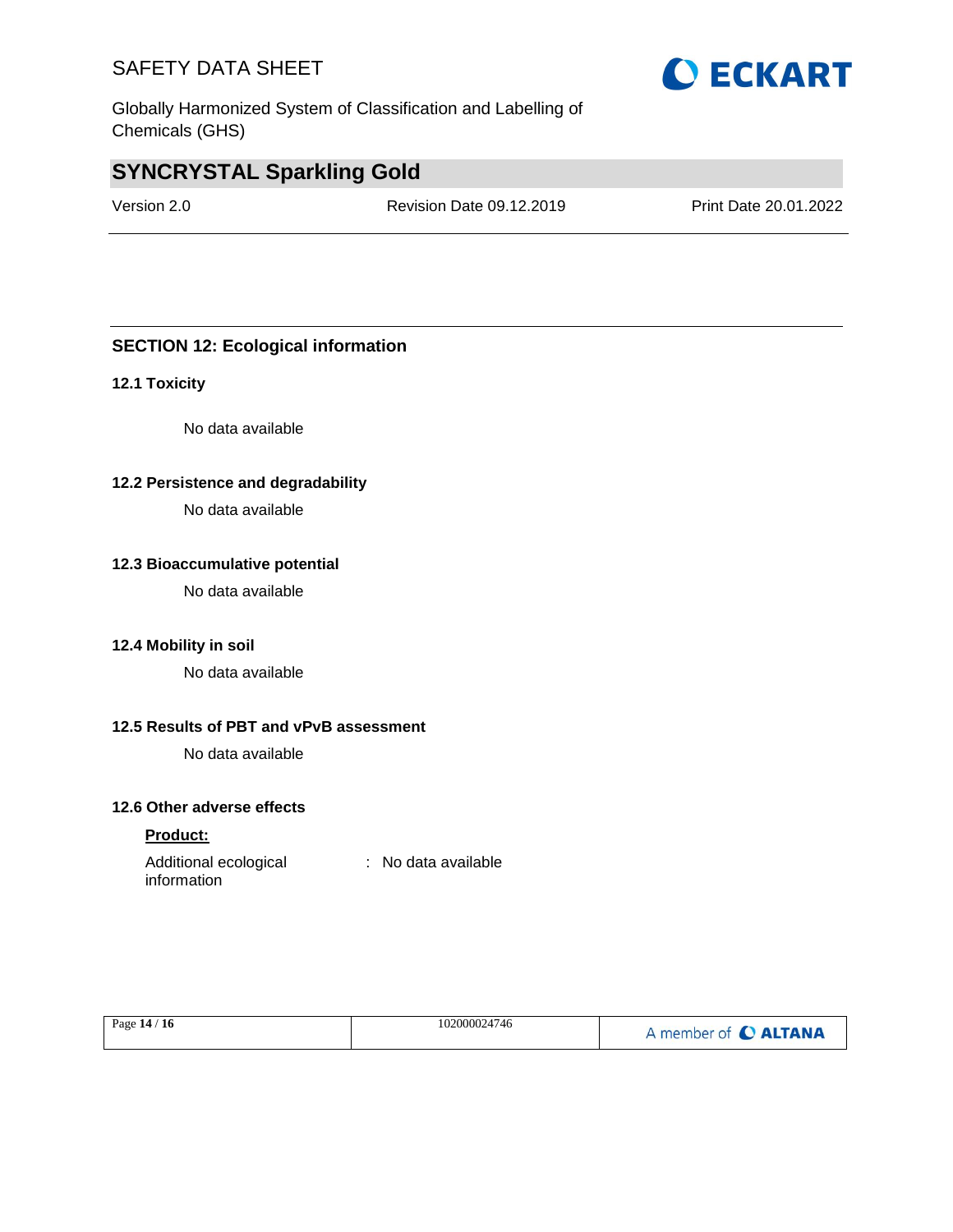## SECTION 12: Ecological information

### 12.1 Toxicity

No data available

### 12.2 Persistence and degradability

No data available

### 12.3 Bioaccumulative potential

No data available

### 12.4 Mobility in soil

No data available

### 12.5 Results of PBT and vPvB assessment

No data available

### 12.6 Other adverse effects

**Product:**

Additional ecological information : No data available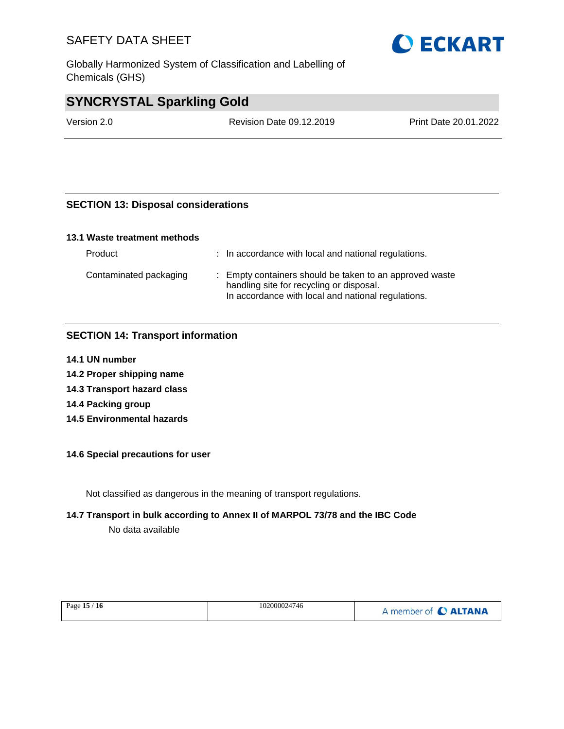## SECTION 13: Disposal considerations

### 13.1 Waste treatment methods

| | |
|---|---|
| Product | : In accordance with local and national regulations. |
| Contaminated packaging | : Empty containers should be taken to an approved waste handling site for recycling or disposal.<br>In accordance with local and national regulations. |

## SECTION 14: Transport information

**14.1 UN number**

**14.2 Proper shipping name**

**14.3 Transport hazard class**

**14.4 Packing group**

**14.5 Environmental hazards**

**14.6 Special precautions for user**

Not classified as dangerous in the meaning of transport regulations.

**14.7 Transport in bulk according to Annex II of MARPOL 73/78 and the IBC Code**

No data available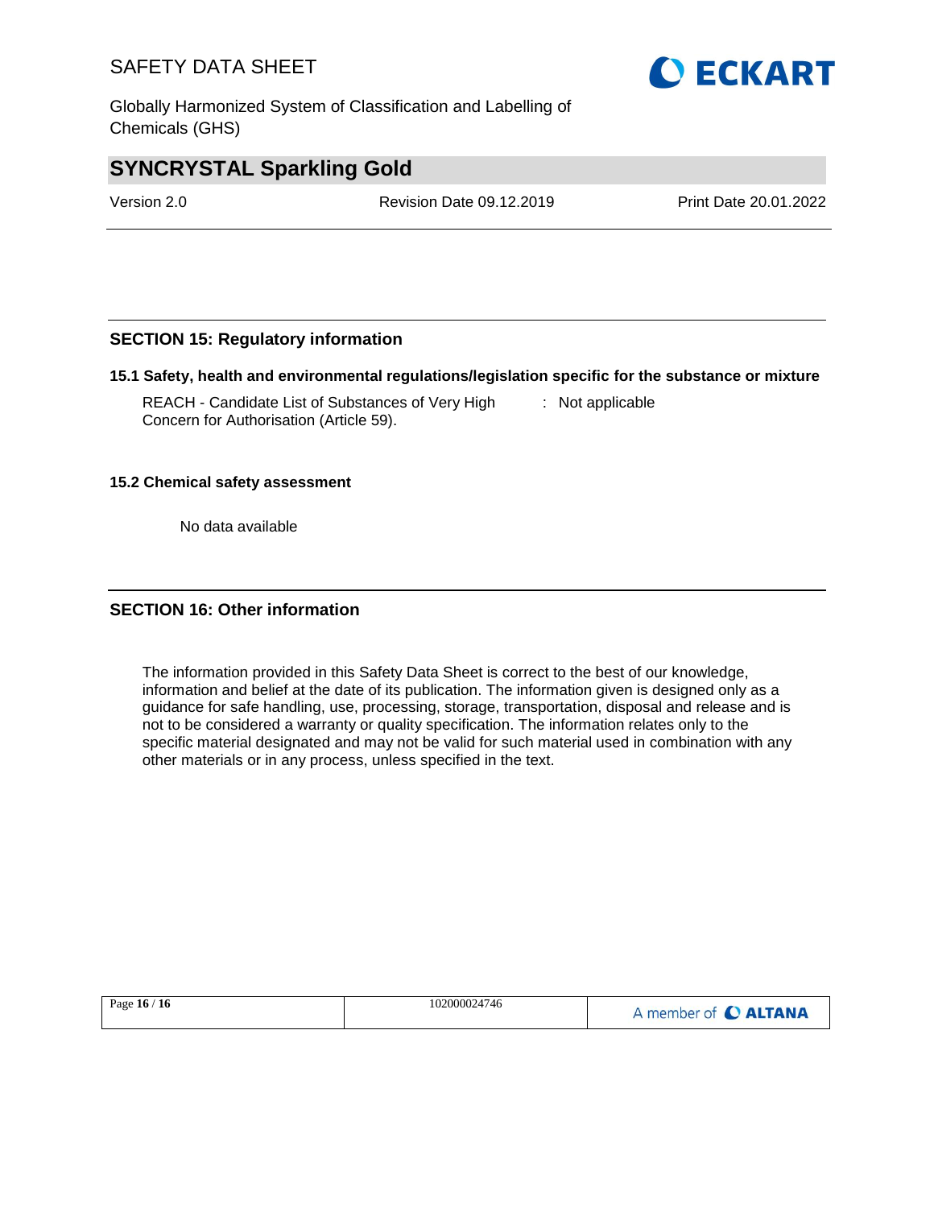## SECTION 15: Regulatory information

### 15.1 Safety, health and environmental regulations/legislation specific for the substance or mixture

REACH - Candidate List of Substances of Very High Concern for Authorisation (Article 59). : Not applicable

### 15.2 Chemical safety assessment

No data available

## SECTION 16: Other information

The information provided in this Safety Data Sheet is correct to the best of our knowledge, information and belief at the date of its publication. The information given is designed only as a guidance for safe handling, use, processing, storage, transportation, disposal and release and is not to be considered a warranty or quality specification. The information relates only to the specific material designated and may not be valid for such material used in combination with any other materials or in any process, unless specified in the text.